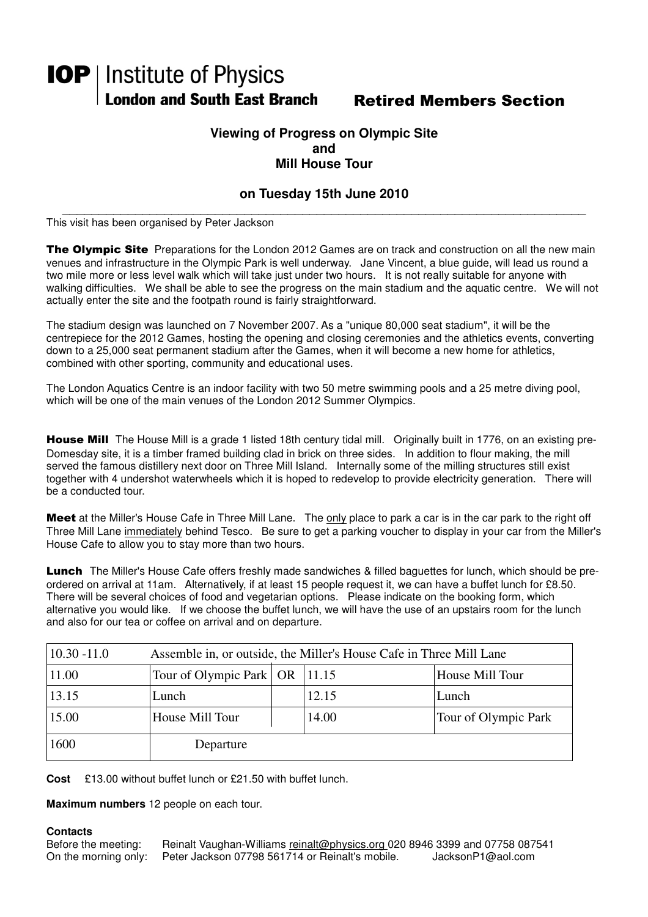# IOP | Institute of Physics
## London and South East Branch

## Retired Members Section

### Viewing of Progress on Olympic Site and Mill House Tour

### on Tuesday 15th June 2010

This visit has been organised by Peter Jackson

**The Olympic Site** Preparations for the London 2012 Games are on track and construction on all the new main venues and infrastructure in the Olympic Park is well underway. Jane Vincent, a blue guide, will lead us round a two mile more or less level walk which will take just under two hours. It is not really suitable for anyone with walking difficulties. We shall be able to see the progress on the main stadium and the aquatic centre. We will not actually enter the site and the footpath round is fairly straightforward.

The stadium design was launched on 7 November 2007. As a "unique 80,000 seat stadium", it will be the centrepiece for the 2012 Games, hosting the opening and closing ceremonies and the athletics events, converting down to a 25,000 seat permanent stadium after the Games, when it will become a new home for athletics, combined with other sporting, community and educational uses.

The London Aquatics Centre is an indoor facility with two 50 metre swimming pools and a 25 metre diving pool, which will be one of the main venues of the London 2012 Summer Olympics.

**House Mill** The House Mill is a grade 1 listed 18th century tidal mill. Originally built in 1776, on an existing pre-Domesday site, it is a timber framed building clad in brick on three sides. In addition to flour making, the mill served the famous distillery next door on Three Mill Island. Internally some of the milling structures still exist together with 4 undershot waterwheels which it is hoped to redevelop to provide electricity generation. There will be a conducted tour.

**Meet** at the Miller's House Cafe in Three Mill Lane. The only place to park a car is in the car park to the right off Three Mill Lane immediately behind Tesco. Be sure to get a parking voucher to display in your car from the Miller's House Cafe to allow you to stay more than two hours.

**Lunch** The Miller's House Cafe offers freshly made sandwiches & filled baguettes for lunch, which should be pre-ordered on arrival at 11am. Alternatively, if at least 15 people request it, we can have a buffet lunch for £8.50. There will be several choices of food and vegetarian options. Please indicate on the booking form, which alternative you would like. If we choose the buffet lunch, we will have the use of an upstairs room for the lunch and also for our tea or coffee on arrival and on departure.

| 10.30 -11.0 | Assemble in, or outside, the Miller's House Cafe in Three Mill Lane | | | |
|---|---|---|---|---|
| 11.00 | Tour of Olympic Park | OR | 11.15 | House Mill Tour |
| 13.15 | Lunch | | 12.15 | Lunch |
| 15.00 | House Mill Tour | | 14.00 | Tour of Olympic Park |
| 1600 | Departure | | | |

**Cost** £13.00 without buffet lunch or £21.50 with buffet lunch.

**Maximum numbers** 12 people on each tour.

**Contacts**

Before the meeting: Reinalt Vaughan-Williams reinalt@physics.org 020 8946 3399 and 07758 087541
On the morning only: Peter Jackson 07798 561714 or Reinalt's mobile. JacksonP1@aol.com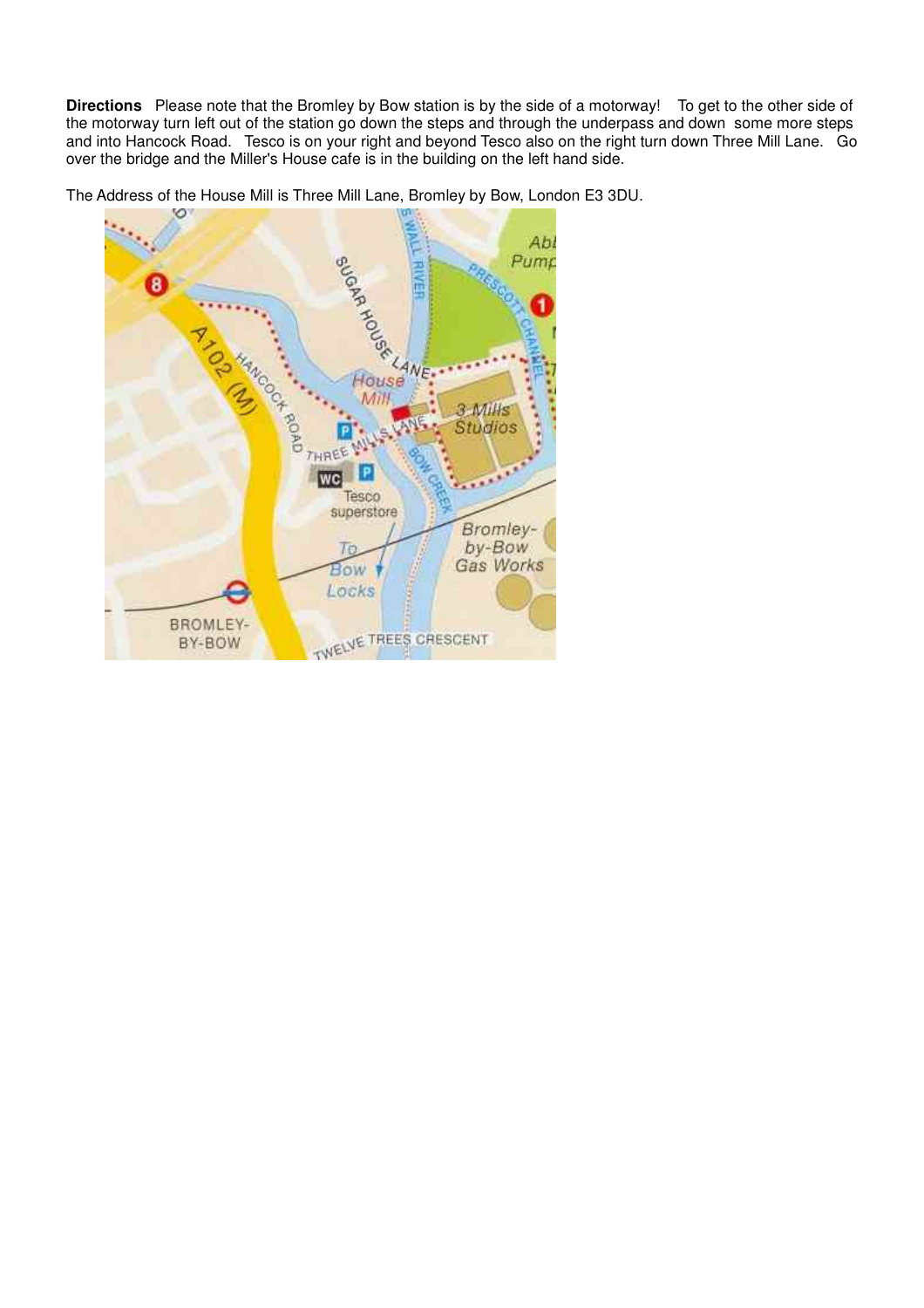**Directions** Please note that the Bromley by Bow station is by the side of a motorway! To get to the other side of the motorway turn left out of the station go down the steps and through the underpass and down some more steps and into Hancock Road. Tesco is on your right and beyond Tesco also on the right turn down Three Mill Lane. Go over the bridge and the Miller's House cafe is in the building on the left hand side.

The Address of the House Mill is Three Mill Lane, Bromley by Bow, London E3 3DU.